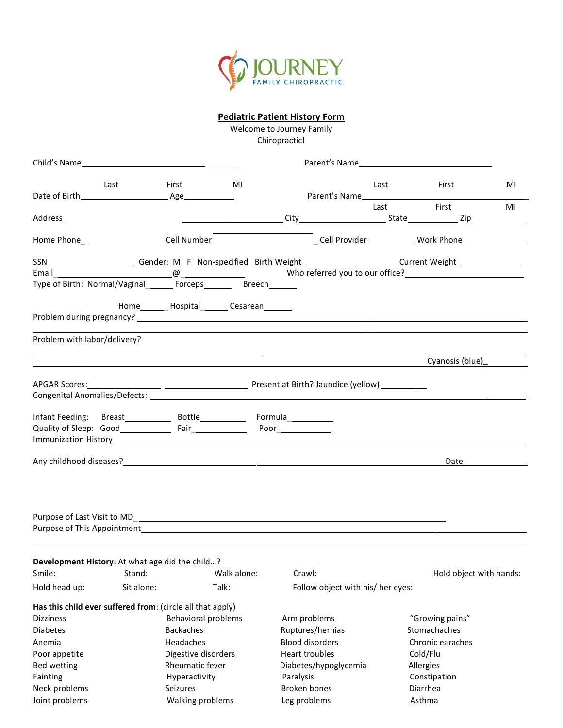JOURNEY FAMILY CHIROPRACTIC

## Pediatric Patient History Form

Welcome to Journey Family Chiropractic!

Child's Name________________________ ________ Parent's Name________________________

Last First MI Last First MI

Date of Birth__________________ Age___________ Parent's Name________________________

Last First MI

Address________________________________________ City________________ State__________ Zip__________

Home Phone________________ Cell Number ____________________ Cell Provider __________ Work Phone______________

SSN__________________ Gender: M F Non-specified Birth Weight __________________ Current Weight ______________

Email________________________@_______________ Who referred you to our office?________________________

Type of Birth: Normal/Vaginal______ Forceps_______ Breech_______

Home______ Hospital______ Cesarean_______

Problem during pregnancy? ____________________________________________________________

Problem with labor/delivery? ____________________________________________________________

Cyanosis (blue)_________

APGAR Scores:________________ ________________ Present at Birth? Jaundice (yellow) __________

Congenital Anomalies/Defects: ____________________________________________________________

Infant Feeding: Breast__________ Bottle__________ Formula__________

Quality of Sleep: Good___________ Fair____________ Poor____________

Immunization History ____________________________________________________________

Any childhood diseases?________________________________________ Date __________

Purpose of Last Visit to MD_____________________________________________________________

Purpose of This Appointment_____________________________________________________________

**Development History**: At what age did the child…?

Smile: Stand: Walk alone: Crawl: Hold object with hands:

Hold head up: Sit alone: Talk: Follow object with his/ her eyes:

**Has this child ever suffered from**: (circle all that apply)

| | | | |
|---|---|---|---|
| Dizziness | Behavioral problems | Arm problems | "Growing pains" |
| Diabetes | Backaches | Ruptures/hernias | Stomachaches |
| Anemia | Headaches | Blood disorders | Chronic earaches |
| Poor appetite | Digestive disorders | Heart troubles | Cold/Flu |
| Bed wetting | Rheumatic fever | Diabetes/hypoglycemia | Allergies |
| Fainting | Hyperactivity | Paralysis | Constipation |
| Neck problems | Seizures | Broken bones | Diarrhea |
| Joint problems | Walking problems | Leg problems | Asthma |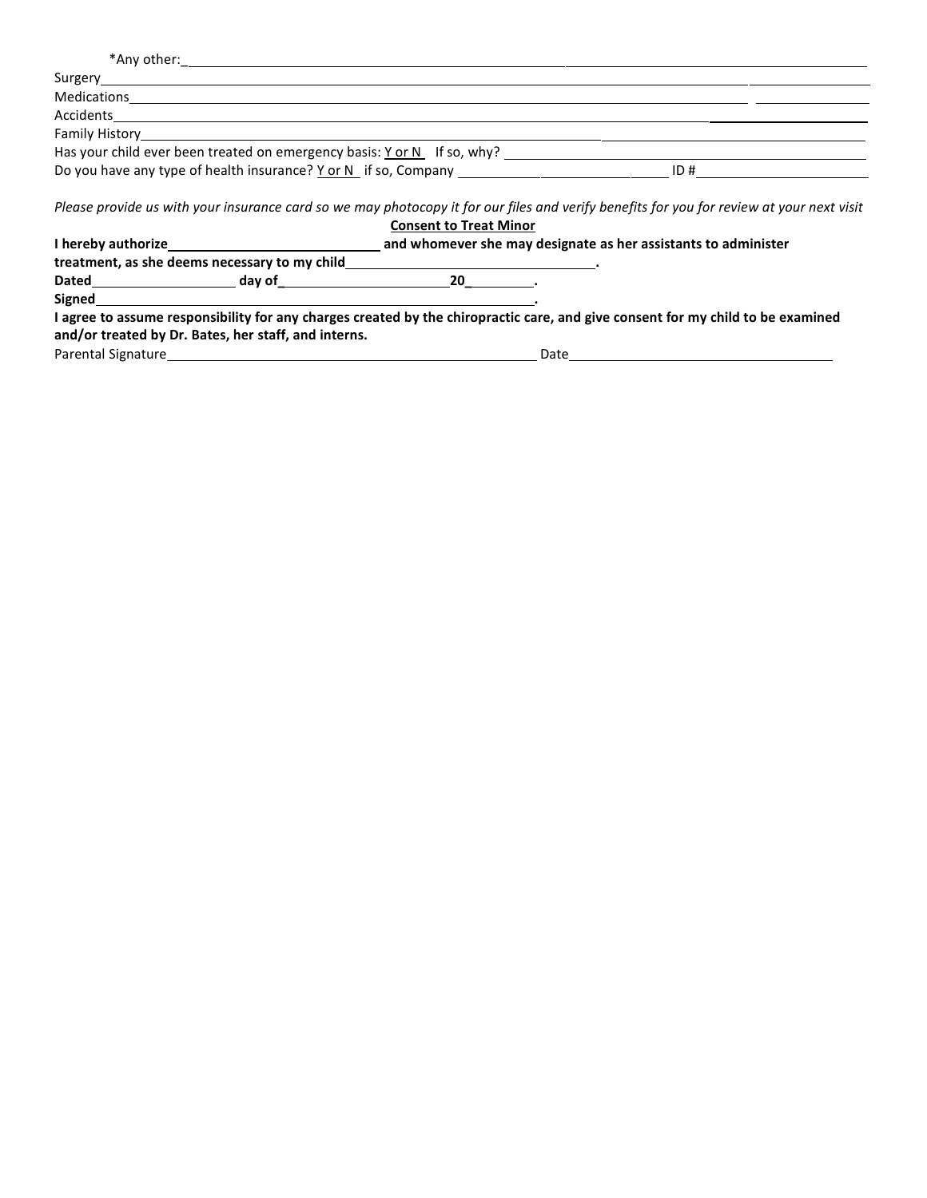*Any other:_______________________________________________________________________________

Surgery______________________________________________________________________________

Medications__________________________________________________________________________

Accidents____________________________________________________________________________

Family History________________________________________________________________________

Has your child ever been treated on emergency basis: Y or N  If so, why? ______________________________

Do you have any type of health insurance? Y or N  if so, Company ____________________ ID #______________

*Please provide us with your insurance card so we may photocopy it for our files and verify benefits for you for review at your next visit*

**Consent to Treat Minor**

**I hereby authorize______________________ and whomever she may designate as her assistants to administer treatment, as she deems necessary to my child__________________________.**

**Dated________________ day of_________________20_______.**

**Signed________________________________________________.**

**I agree to assume responsibility for any charges created by the chiropractic care, and give consent for my child to be examined and/or treated by Dr. Bates, her staff, and interns.**

Parental Signature_______________________________________ Date_____________________________